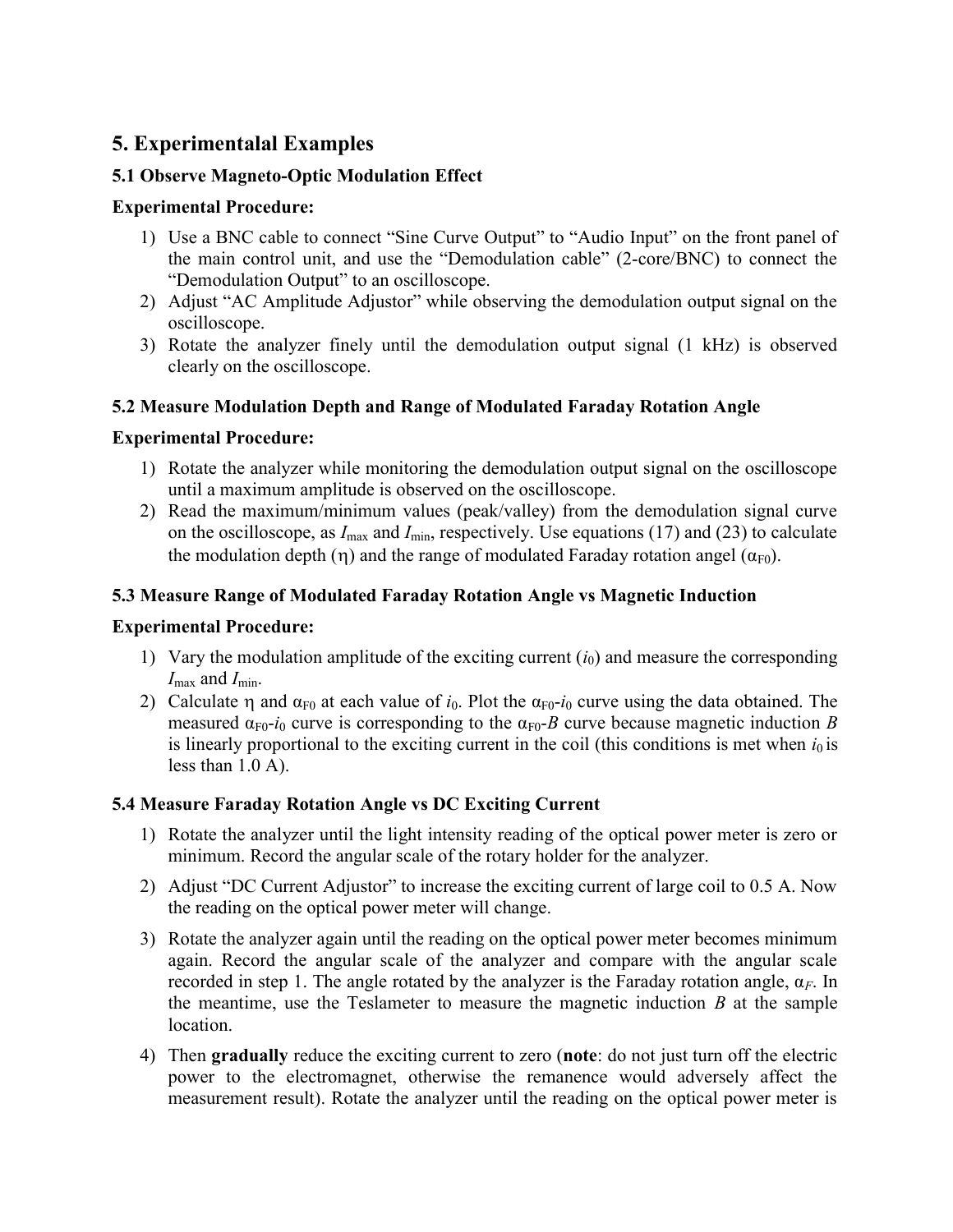## 5. Experimentalal Examples

### 5.1 Observe Magneto-Optic Modulation Effect

**Experimental Procedure:**

1) Use a BNC cable to connect "Sine Curve Output" to "Audio Input" on the front panel of the main control unit, and use the "Demodulation cable" (2-core/BNC) to connect the "Demodulation Output" to an oscilloscope.
2) Adjust "AC Amplitude Adjustor" while observing the demodulation output signal on the oscilloscope.
3) Rotate the analyzer finely until the demodulation output signal (1 kHz) is observed clearly on the oscilloscope.

### 5.2 Measure Modulation Depth and Range of Modulated Faraday Rotation Angle

**Experimental Procedure:**

1) Rotate the analyzer while monitoring the demodulation output signal on the oscilloscope until a maximum amplitude is observed on the oscilloscope.
2) Read the maximum/minimum values (peak/valley) from the demodulation signal curve on the oscilloscope, as $I_{max}$ and $I_{min}$, respectively. Use equations (17) and (23) to calculate the modulation depth ($\eta$) and the range of modulated Faraday rotation angel ($\alpha_{F0}$).

### 5.3 Measure Range of Modulated Faraday Rotation Angle vs Magnetic Induction

**Experimental Procedure:**

1) Vary the modulation amplitude of the exciting current ($i_0$) and measure the corresponding $I_{max}$ and $I_{min}$.
2) Calculate $\eta$ and $\alpha_{F0}$ at each value of $i_0$. Plot the $\alpha_{F0}$-$i_0$ curve using the data obtained. The measured $\alpha_{F0}$-$i_0$ curve is corresponding to the $\alpha_{F0}$-$B$ curve because magnetic induction $B$ is linearly proportional to the exciting current in the coil (this conditions is met when $i_0$ is less than 1.0 A).

### 5.4 Measure Faraday Rotation Angle vs DC Exciting Current

1) Rotate the analyzer until the light intensity reading of the optical power meter is zero or minimum. Record the angular scale of the rotary holder for the analyzer.
2) Adjust "DC Current Adjustor" to increase the exciting current of large coil to 0.5 A. Now the reading on the optical power meter will change.
3) Rotate the analyzer again until the reading on the optical power meter becomes minimum again. Record the angular scale of the analyzer and compare with the angular scale recorded in step 1. The angle rotated by the analyzer is the Faraday rotation angle, $\alpha_F$. In the meantime, use the Teslameter to measure the magnetic induction $B$ at the sample location.
4) Then **gradually** reduce the exciting current to zero (**note**: do not just turn off the electric power to the electromagnet, otherwise the remanence would adversely affect the measurement result). Rotate the analyzer until the reading on the optical power meter is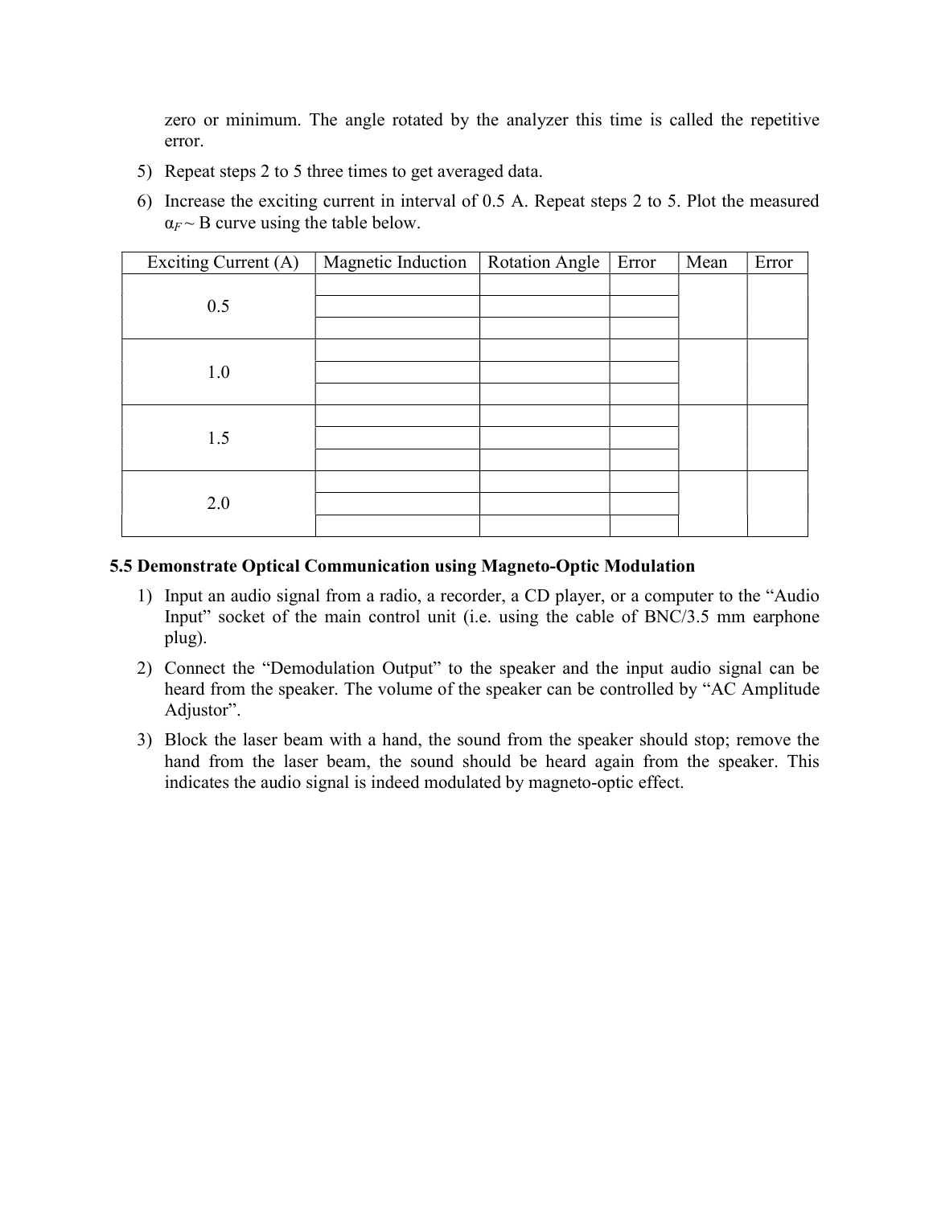zero or minimum. The angle rotated by the analyzer this time is called the repetitive error.

5) Repeat steps 2 to 5 three times to get averaged data.
6) Increase the exciting current in interval of 0.5 A. Repeat steps 2 to 5. Plot the measured $\alpha_F \sim B$ curve using the table below.

| Exciting Current (A) | Magnetic Induction | Rotation Angle | Error | Mean | Error |
|---|---|---|---|---|---|
| 0.5 | | | | | |
| | | | | | |
| | | | | | |
| 1.0 | | | | | |
| | | | | | |
| | | | | | |
| 1.5 | | | | | |
| | | | | | |
| | | | | | |
| 2.0 | | | | | |
| | | | | | |
| | | | | | |

### 5.5 Demonstrate Optical Communication using Magneto-Optic Modulation

1) Input an audio signal from a radio, a recorder, a CD player, or a computer to the "Audio Input" socket of the main control unit (i.e. using the cable of BNC/3.5 mm earphone plug).
2) Connect the "Demodulation Output" to the speaker and the input audio signal can be heard from the speaker. The volume of the speaker can be controlled by "AC Amplitude Adjustor".
3) Block the laser beam with a hand, the sound from the speaker should stop; remove the hand from the laser beam, the sound should be heard again from the speaker. This indicates the audio signal is indeed modulated by magneto-optic effect.